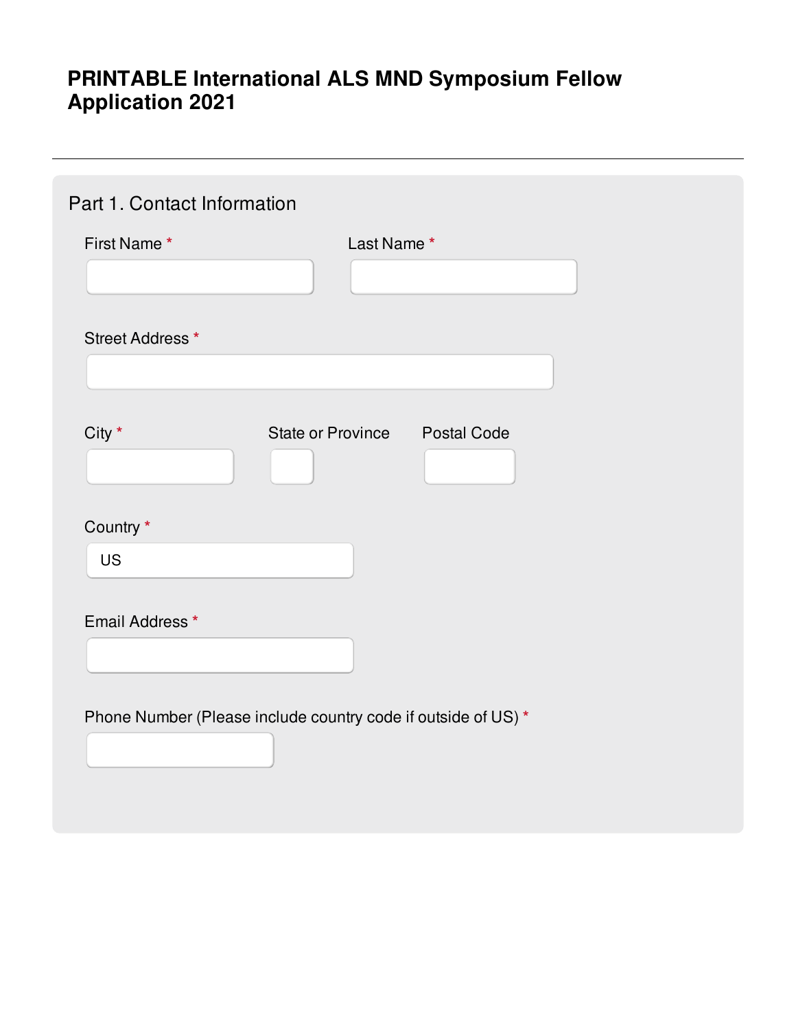# PRINTABLE International ALS MND Symposium Fellow Application 2021

---

## Part 1. Contact Information

First Name *

Last Name *

Street Address *

City *

State or Province

Postal Code

Country *

US

Email Address *

Phone Number (Please include country code if outside of US) *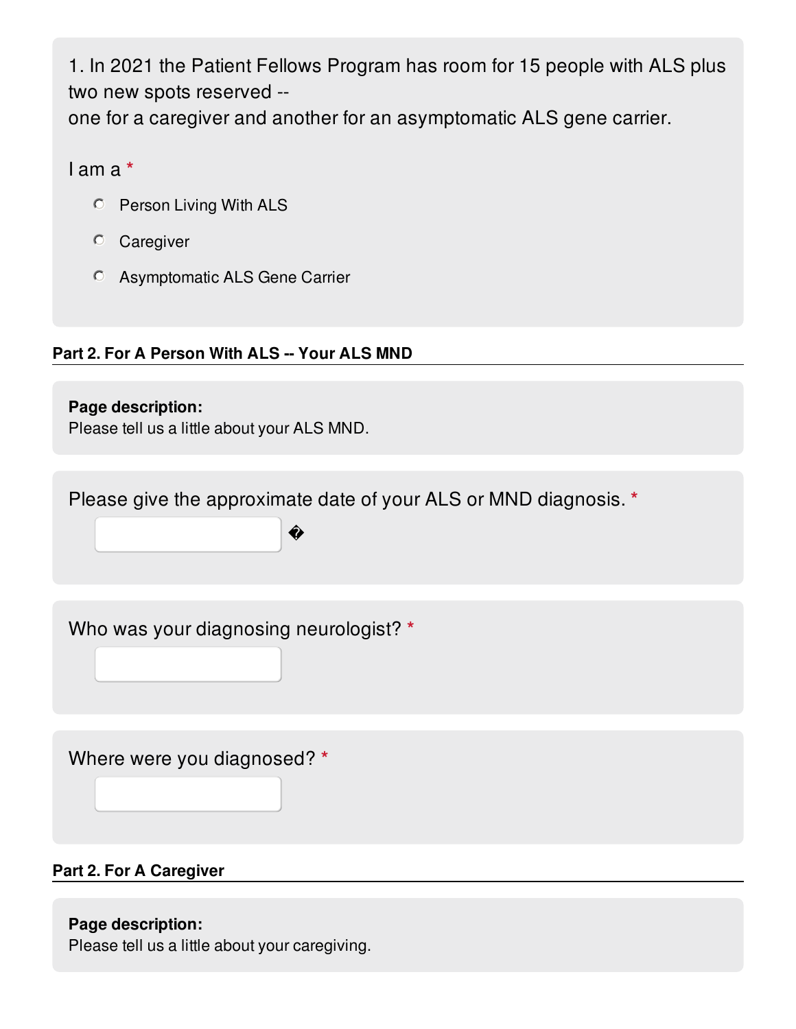1. In 2021 the Patient Fellows Program has room for 15 people with ALS plus two new spots reserved --
one for a caregiver and another for an asymptomatic ALS gene carrier.

I am a *

- Person Living With ALS
- Caregiver
- Asymptomatic ALS Gene Carrier

## Part 2. For A Person With ALS -- Your ALS MND

**Page description:**
Please tell us a little about your ALS MND.

Please give the approximate date of your ALS or MND diagnosis. *

Who was your diagnosing neurologist? *

Where were you diagnosed? *

## Part 2. For A Caregiver

**Page description:**
Please tell us a little about your caregiving.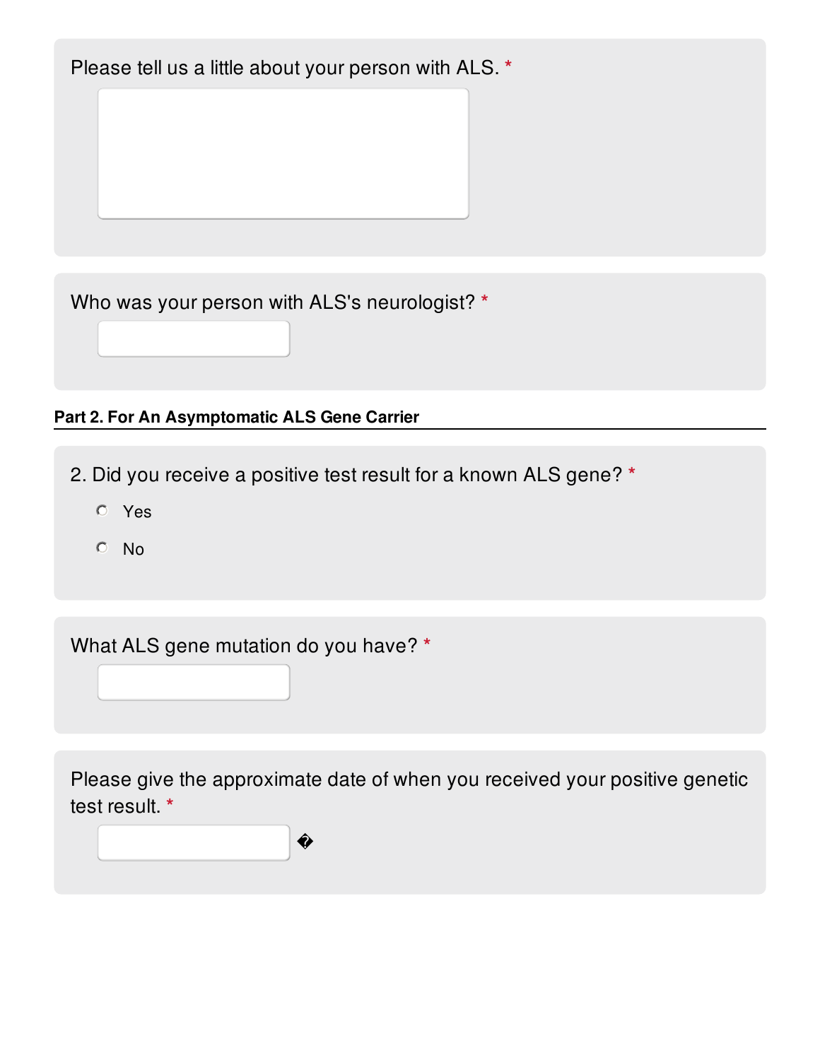Please tell us a little about your person with ALS. *

Who was your person with ALS's neurologist? *

**Part 2. For An Asymptomatic ALS Gene Carrier**

2. Did you receive a positive test result for a known ALS gene? *

- Yes
- No

What ALS gene mutation do you have? *

Please give the approximate date of when you received your positive genetic test result. *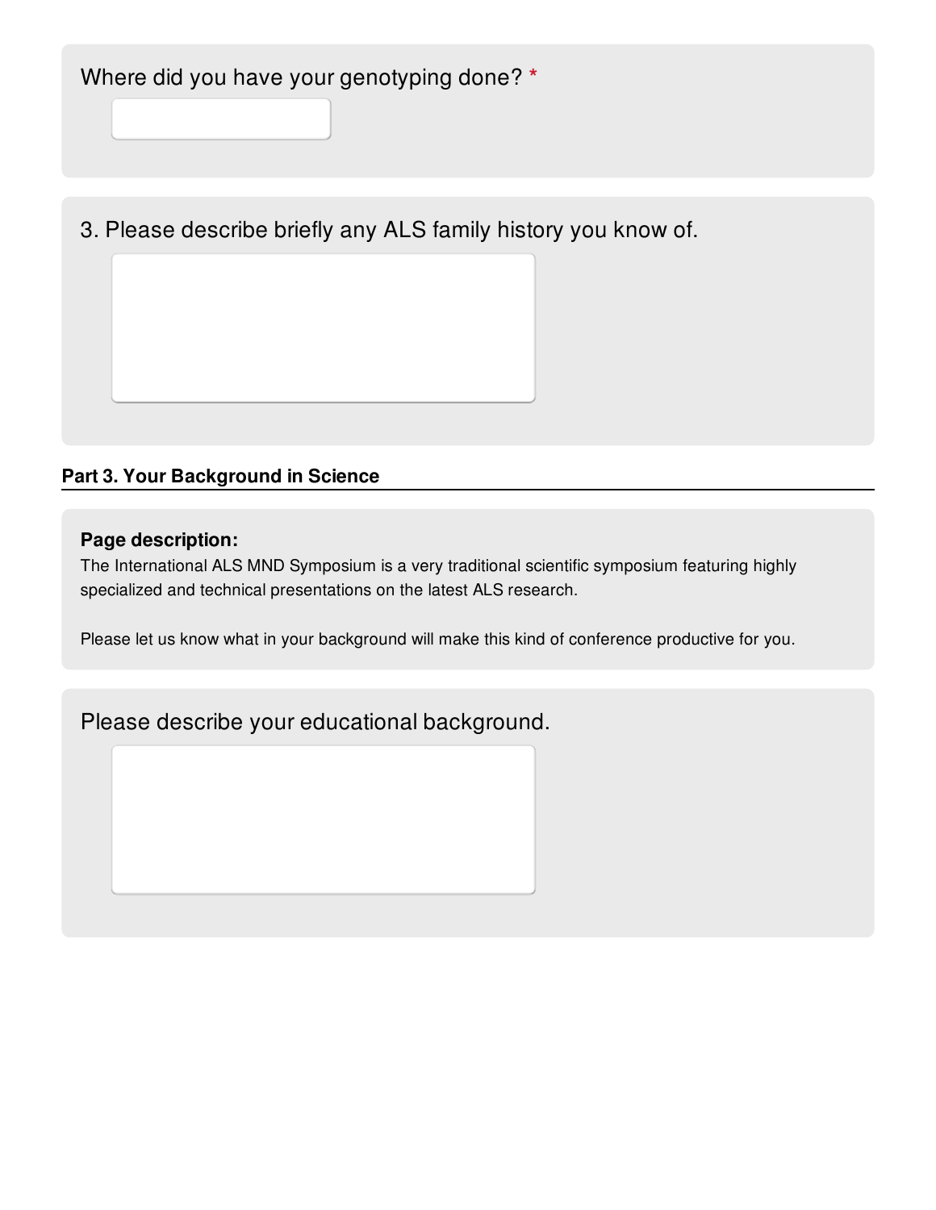Where did you have your genotyping done? *

3. Please describe briefly any ALS family history you know of.

## Part 3. Your Background in Science

**Page description:**

The International ALS MND Symposium is a very traditional scientific symposium featuring highly specialized and technical presentations on the latest ALS research.

Please let us know what in your background will make this kind of conference productive for you.

Please describe your educational background.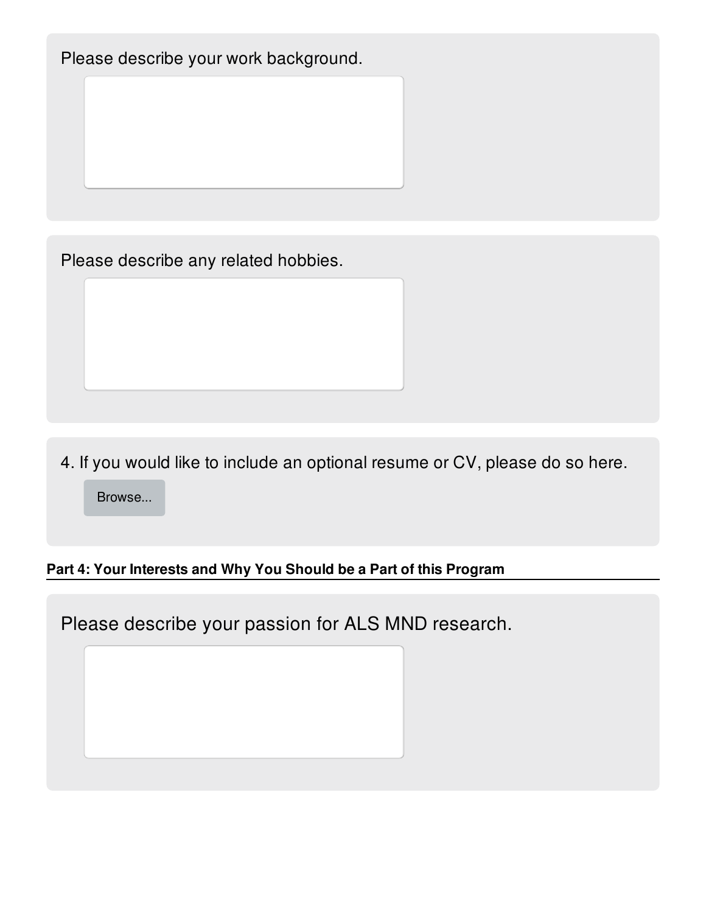Please describe your work background.

Please describe any related hobbies.

4. If you would like to include an optional resume or CV, please do so here.

Browse...

**Part 4: Your Interests and Why You Should be a Part of this Program**

Please describe your passion for ALS MND research.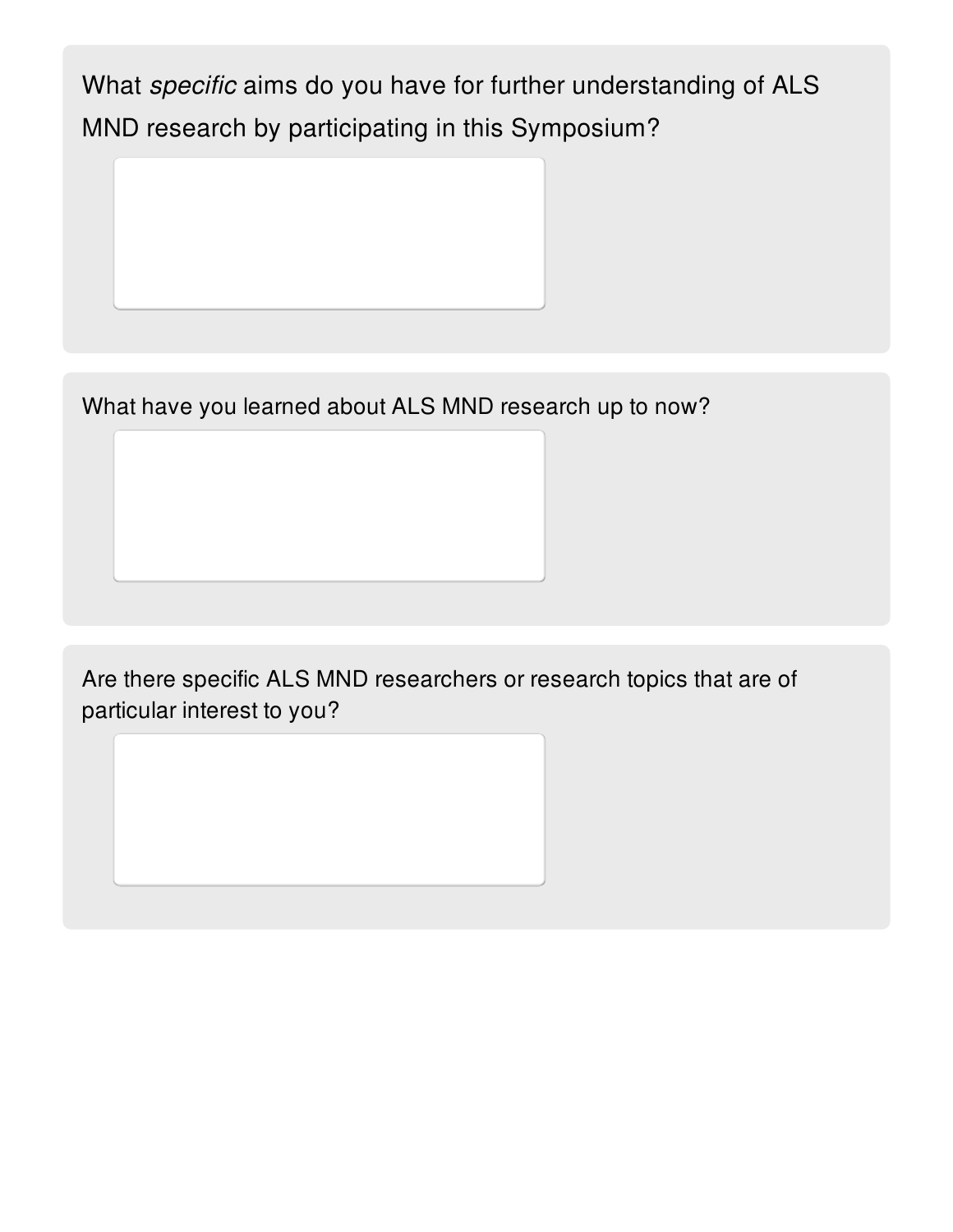What *specific* aims do you have for further understanding of ALS MND research by participating in this Symposium?

What have you learned about ALS MND research up to now?

Are there specific ALS MND researchers or research topics that are of particular interest to you?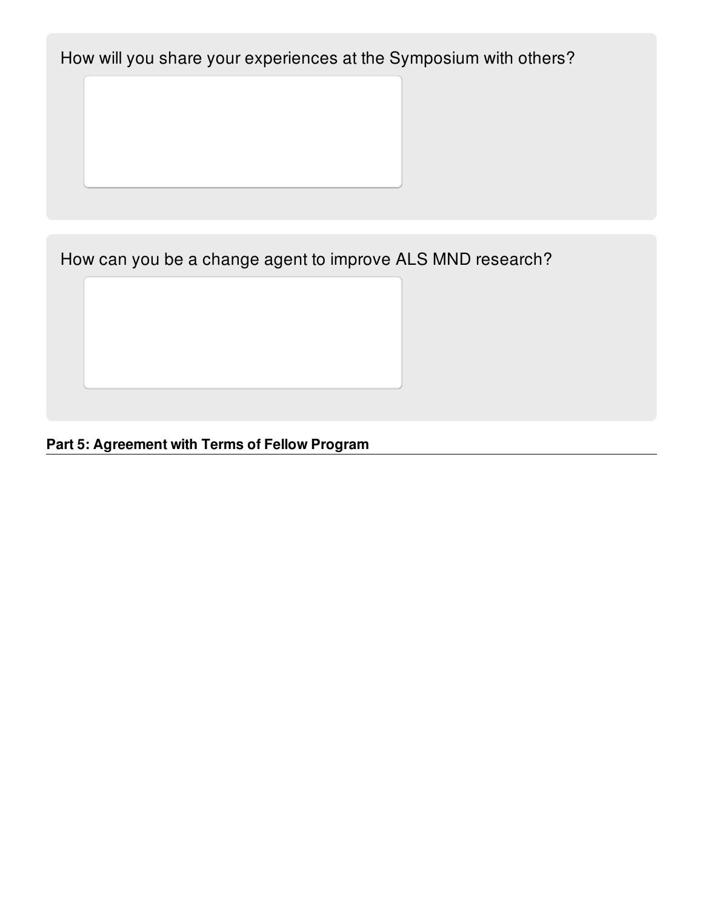How will you share your experiences at the Symposium with others?

How can you be a change agent to improve ALS MND research?

**Part 5: Agreement with Terms of Fellow Program**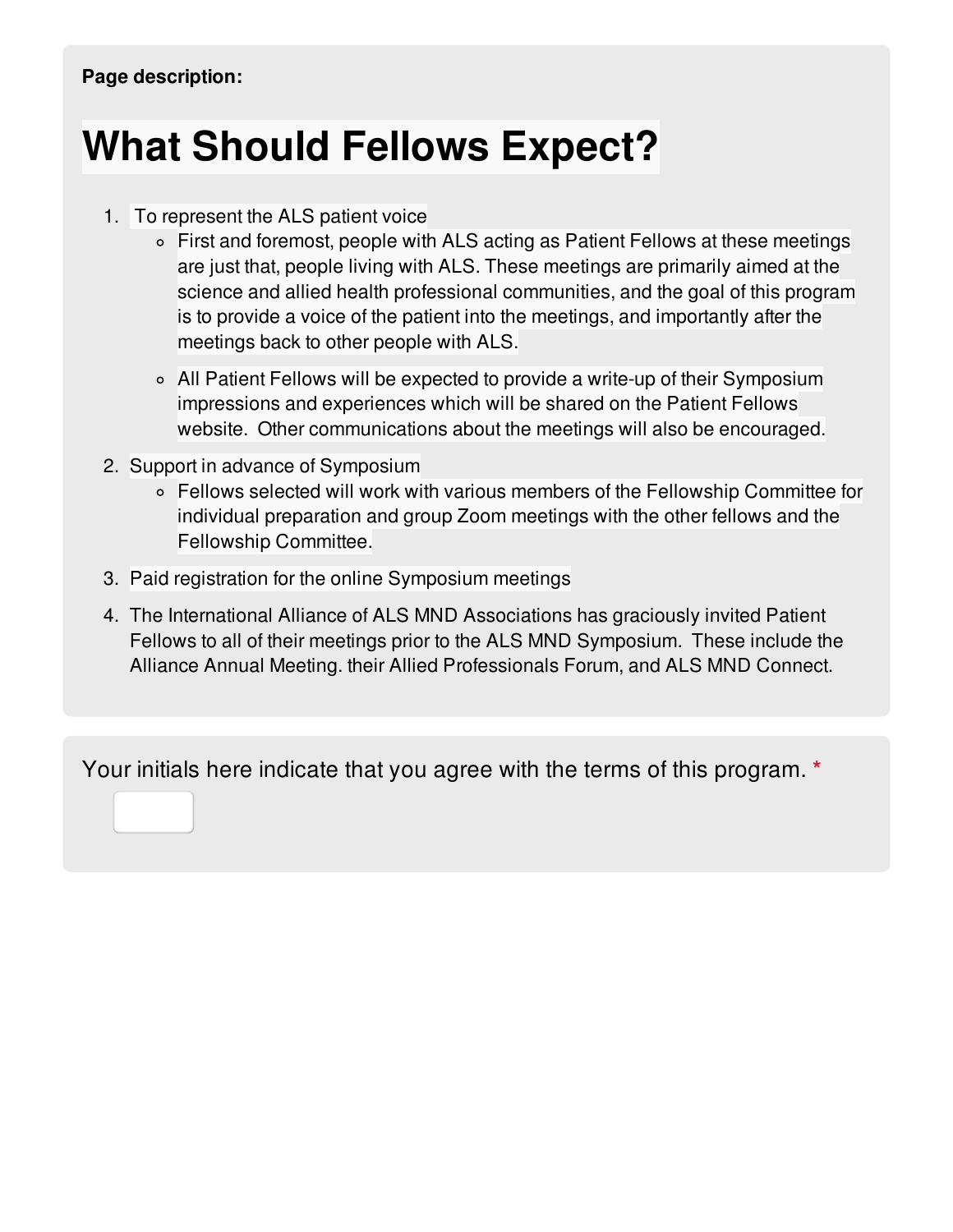**Page description:**

# What Should Fellows Expect?

1. To represent the ALS patient voice
   - First and foremost, people with ALS acting as Patient Fellows at these meetings are just that, people living with ALS. These meetings are primarily aimed at the science and allied health professional communities, and the goal of this program is to provide a voice of the patient into the meetings, and importantly after the meetings back to other people with ALS.
   - All Patient Fellows will be expected to provide a write-up of their Symposium impressions and experiences which will be shared on the Patient Fellows website. Other communications about the meetings will also be encouraged.
2. Support in advance of Symposium
   - Fellows selected will work with various members of the Fellowship Committee for individual preparation and group Zoom meetings with the other fellows and the Fellowship Committee.
3. Paid registration for the online Symposium meetings
4. The International Alliance of ALS MND Associations has graciously invited Patient Fellows to all of their meetings prior to the ALS MND Symposium. These include the Alliance Annual Meeting. their Allied Professionals Forum, and ALS MND Connect.

Your initials here indicate that you agree with the terms of this program. *